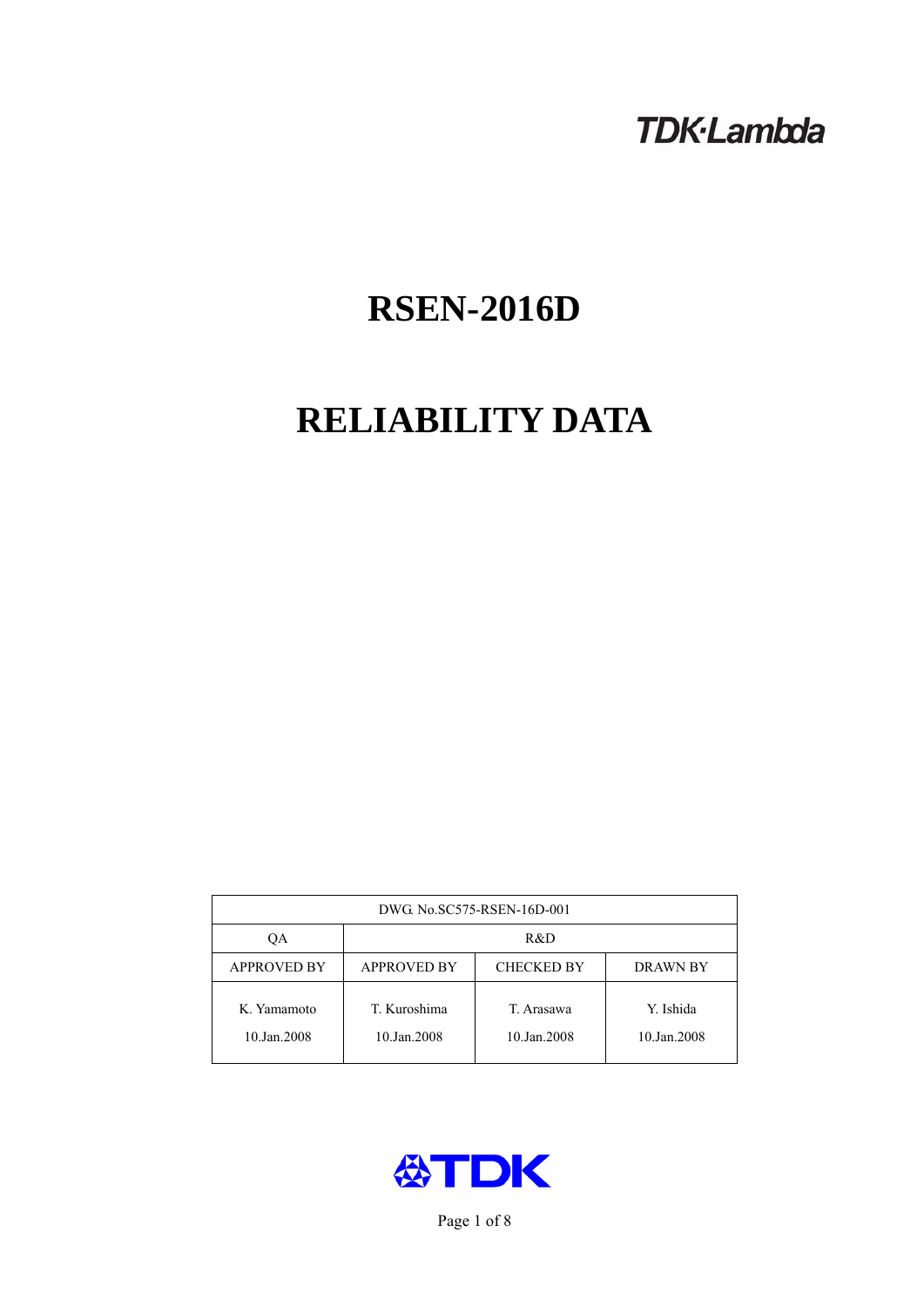TDK·Lambda

# RSEN-2016D

# RELIABILITY DATA

| DWG. No.SC575-RSEN-16D-001 | | | |
|---|---|---|---|
| QA | R&D | | |
| APPROVED BY | APPROVED BY | CHECKED BY | DRAWN BY |
| K. Yamamoto<br>10.Jan.2008 | T. Kuroshima<br>10.Jan.2008 | T. Arasawa<br>10.Jan.2008 | Y. Ishida<br>10.Jan.2008 |

TDK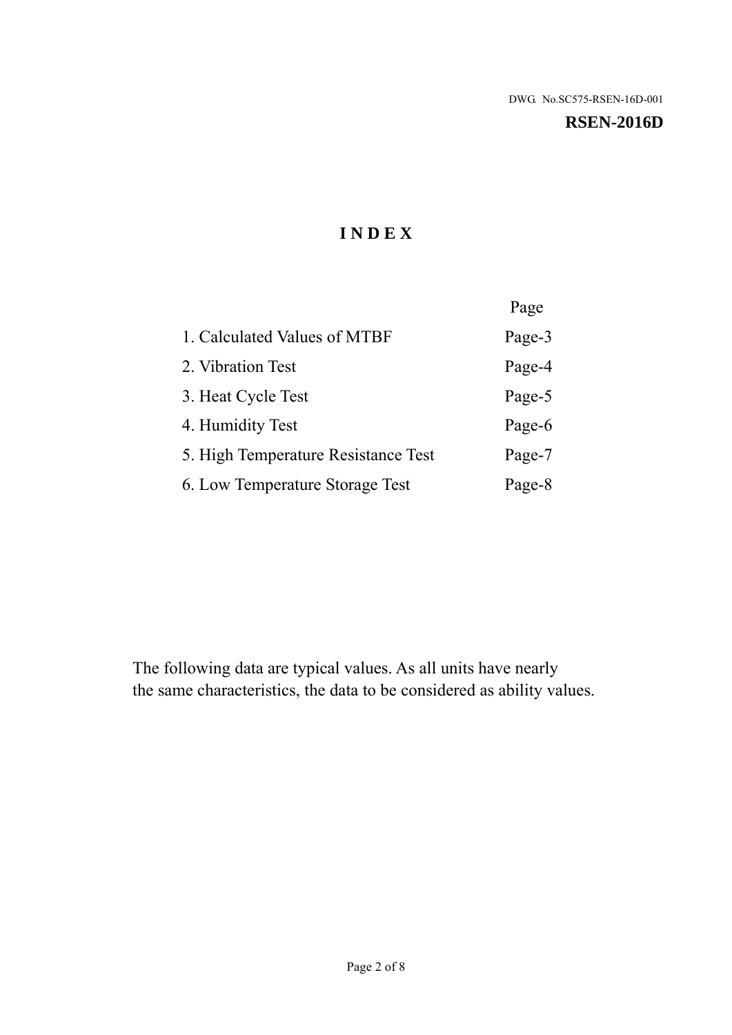DWG. No.SC575-RSEN-16D-001

**RSEN-2016D**

# INDEX

| | Page |
|---|---|
| 1. Calculated Values of MTBF | Page-3 |
| 2. Vibration Test | Page-4 |
| 3. Heat Cycle Test | Page-5 |
| 4. Humidity Test | Page-6 |
| 5. High Temperature Resistance Test | Page-7 |
| 6. Low Temperature Storage Test | Page-8 |

The following data are typical values. As all units have nearly
the same characteristics, the data to be considered as ability values.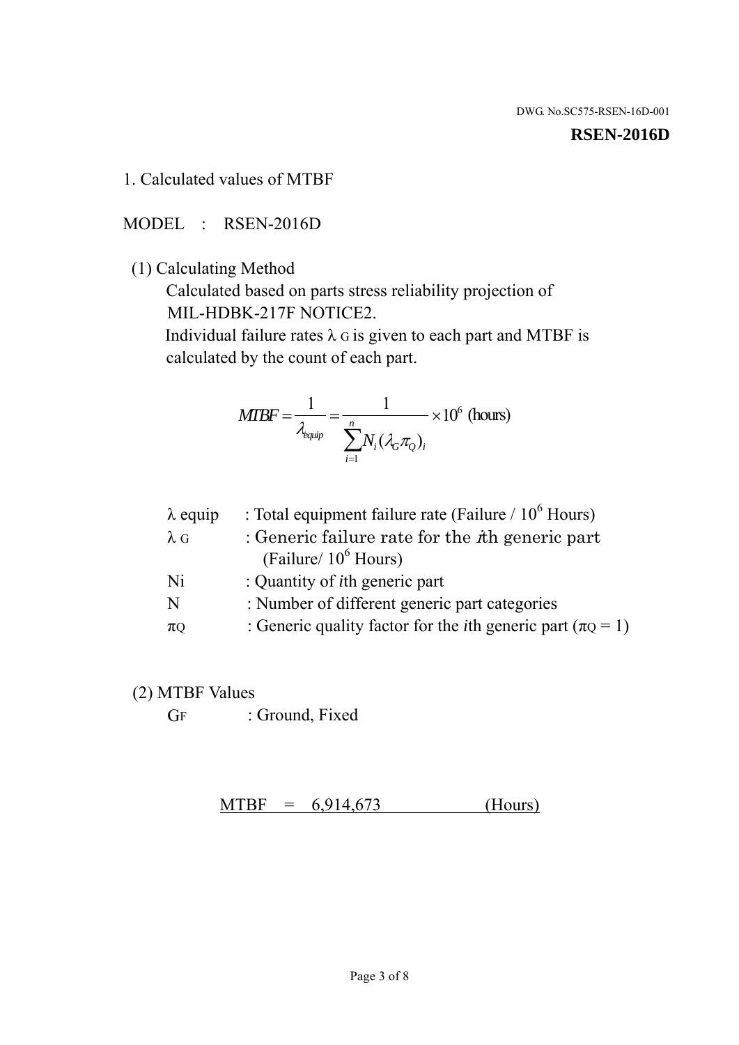DWG. No.SC575-RSEN-16D-001

**RSEN-2016D**

## 1. Calculated values of MTBF

MODEL : RSEN-2016D

(1) Calculating Method

Calculated based on parts stress reliability projection of MIL-HDBK-217F NOTICE2.

Individual failure rates $\lambda_G$ is given to each part and MTBF is calculated by the count of each part.

$$MTBF = \frac{1}{\lambda_{equip}} = \frac{1}{\sum_{i=1}^{n} N_i (\lambda_G \pi_Q)_i} \times 10^6 \text{ (hours)}$$

| | |
|---|---|
| $\lambda$ equip | : Total equipment failure rate (Failure / $10^6$ Hours) |
| $\lambda_G$ | : Generic failure rate for the $i$th generic part (Failure/ $10^6$ Hours) |
| Ni | : Quantity of $i$th generic part |
| N | : Number of different generic part categories |
| $\pi_Q$ | : Generic quality factor for the $i$th generic part ($\pi_Q = 1$) |

(2) MTBF Values

$G_F$ : Ground, Fixed

MTBF = 6,914,673 (Hours)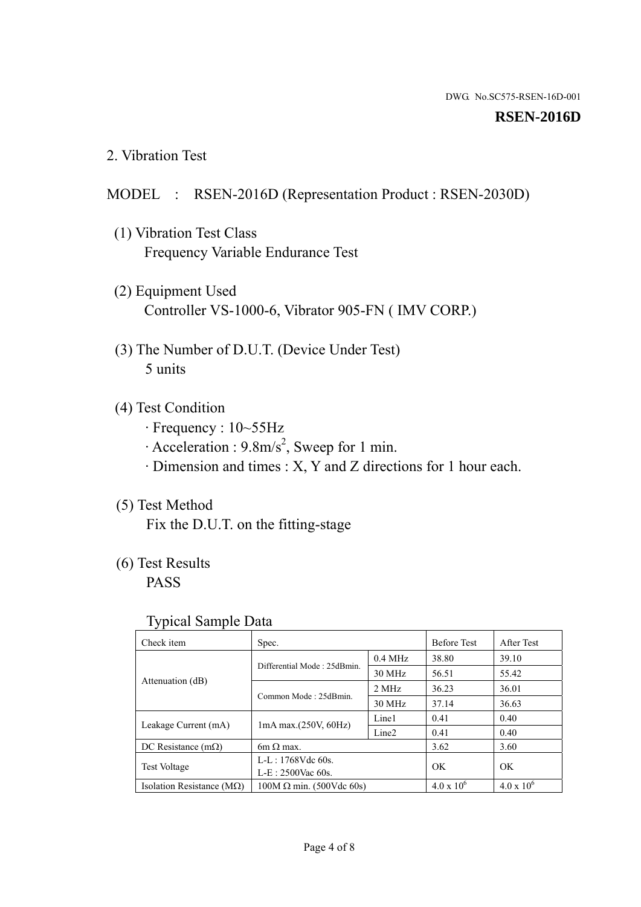DWG. No.SC575-RSEN-16D-001

**RSEN-2016D**

## 2. Vibration Test

MODEL : RSEN-2016D (Representation Product : RSEN-2030D)

(1) Vibration Test Class
Frequency Variable Endurance Test

(2) Equipment Used
Controller VS-1000-6, Vibrator 905-FN ( IMV CORP.)

(3) The Number of D.U.T. (Device Under Test)
5 units

(4) Test Condition
· Frequency : 10~55Hz
· Acceleration : 9.8m/s$^2$, Sweep for 1 min.
· Dimension and times : X, Y and Z directions for 1 hour each.

(5) Test Method
Fix the D.U.T. on the fitting-stage

(6) Test Results
PASS

Typical Sample Data

| Check item | Spec. | | Before Test | After Test |
|---|---|---|---|---|
| Attenuation (dB) | Differential Mode : 25dBmin. | 0.4 MHz | 38.80 | 39.10 |
| | | 30 MHz | 56.51 | 55.42 |
| | Common Mode : 25dBmin. | 2 MHz | 36.23 | 36.01 |
| | | 30 MHz | 37.14 | 36.63 |
| Leakage Current (mA) | 1mA max.(250V, 60Hz) | Line1 | 0.41 | 0.40 |
| | | Line2 | 0.41 | 0.40 |
| DC Resistance (mΩ) | 6m Ω max. | | 3.62 | 3.60 |
| Test Voltage | L-L : 1768Vdc 60s.<br>L-E : 2500Vac 60s. | | OK | OK |
| Isolation Resistance (MΩ) | 100M Ω min. (500Vdc 60s) | | $4.0 \times 10^6$ | $4.0 \times 10^6$ |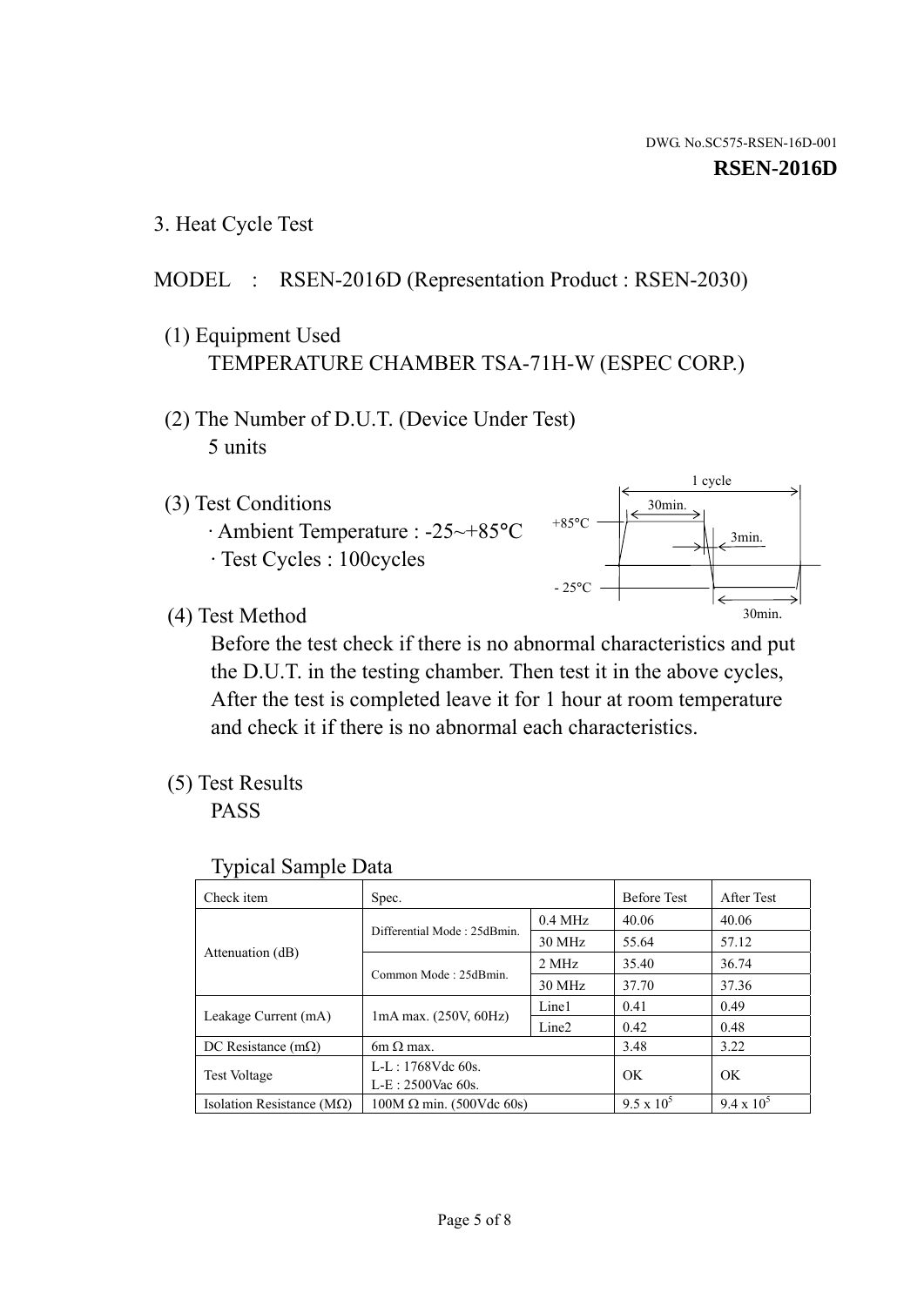DWG. No.SC575-RSEN-16D-001

**RSEN-2016D**

3. Heat Cycle Test

MODEL : RSEN-2016D (Representation Product : RSEN-2030)

(1) Equipment Used
TEMPERATURE CHAMBER TSA-71H-W (ESPEC CORP.)

(2) The Number of D.U.T. (Device Under Test)
5 units

(3) Test Conditions
· Ambient Temperature : -25~+85°C
· Test Cycles : 100cycles

1 cycle
30min.
+85°C
3min.
- 25°C
30min.

(4) Test Method
Before the test check if there is no abnormal characteristics and put the D.U.T. in the testing chamber. Then test it in the above cycles, After the test is completed leave it for 1 hour at room temperature and check it if there is no abnormal each characteristics.

(5) Test Results
PASS

Typical Sample Data

| Check item | Spec. | | Before Test | After Test |
|---|---|---|---|---|
| Attenuation (dB) | Differential Mode : 25dBmin. | 0.4 MHz | 40.06 | 40.06 |
| | | 30 MHz | 55.64 | 57.12 |
| | Common Mode : 25dBmin. | 2 MHz | 35.40 | 36.74 |
| | | 30 MHz | 37.70 | 37.36 |
| Leakage Current (mA) | 1mA max. (250V, 60Hz) | Line1 | 0.41 | 0.49 |
| | | Line2 | 0.42 | 0.48 |
| DC Resistance (mΩ) | 6m Ω max. | | 3.48 | 3.22 |
| Test Voltage | L-L : 1768Vdc 60s.<br>L-E : 2500Vac 60s. | | OK | OK |
| Isolation Resistance (MΩ) | 100M Ω min. (500Vdc 60s) | | $9.5 \times 10^5$ | $9.4 \times 10^5$ |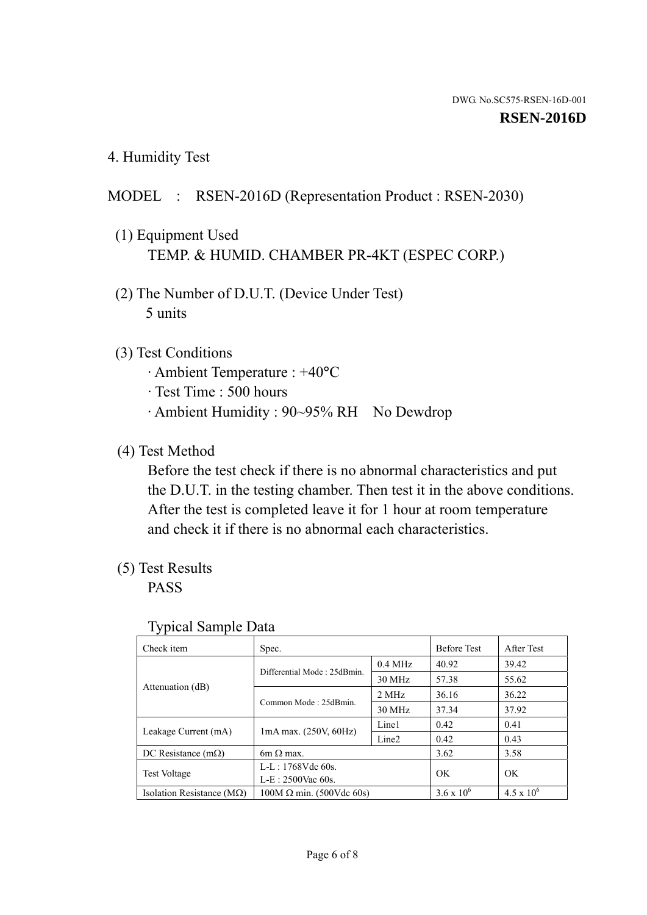DWG. No.SC575-RSEN-16D-001

**RSEN-2016D**

## 4. Humidity Test

MODEL : RSEN-2016D (Representation Product : RSEN-2030)

(1) Equipment Used
TEMP. & HUMID. CHAMBER PR-4KT (ESPEC CORP.)

(2) The Number of D.U.T. (Device Under Test)
5 units

(3) Test Conditions
· Ambient Temperature : +40°C
· Test Time : 500 hours
· Ambient Humidity : 90~95% RH No Dewdrop

(4) Test Method
Before the test check if there is no abnormal characteristics and put the D.U.T. in the testing chamber. Then test it in the above conditions. After the test is completed leave it for 1 hour at room temperature and check it if there is no abnormal each characteristics.

(5) Test Results
PASS

Typical Sample Data

| Check item | Spec. | | Before Test | After Test |
|---|---|---|---|---|
| Attenuation (dB) | Differential Mode : 25dBmin. | 0.4 MHz | 40.92 | 39.42 |
| | | 30 MHz | 57.38 | 55.62 |
| | Common Mode : 25dBmin. | 2 MHz | 36.16 | 36.22 |
| | | 30 MHz | 37.34 | 37.92 |
| Leakage Current (mA) | 1mA max. (250V, 60Hz) | Line1 | 0.42 | 0.41 |
| | | Line2 | 0.42 | 0.43 |
| DC Resistance (mΩ) | 6m Ω max. | | 3.62 | 3.58 |
| Test Voltage | L-L : 1768Vdc 60s.<br>L-E : 2500Vac 60s. | | OK | OK |
| Isolation Resistance (MΩ) | 100M Ω min. (500Vdc 60s) | | $3.6 \times 10^{6}$ | $4.5 \times 10^{6}$ |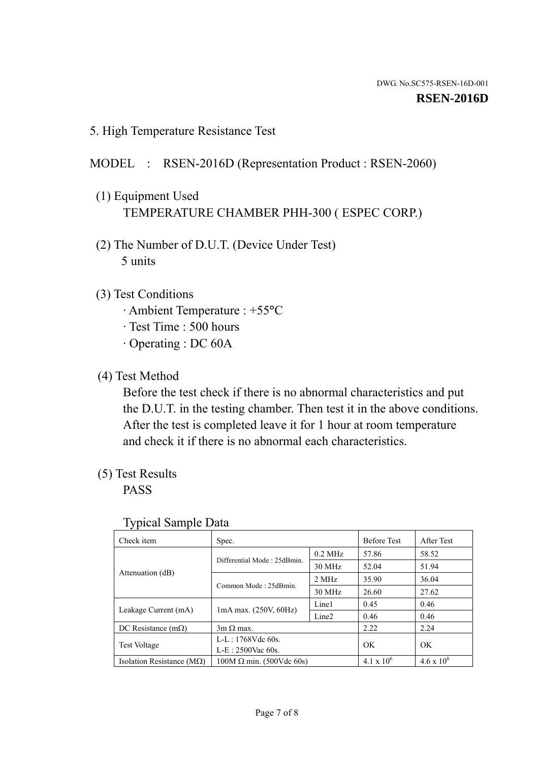DWG. No.SC575-RSEN-16D-001

**RSEN-2016D**

## 5. High Temperature Resistance Test

MODEL : RSEN-2016D (Representation Product : RSEN-2060)

(1) Equipment Used
TEMPERATURE CHAMBER PHH-300 ( ESPEC CORP.)

(2) The Number of D.U.T. (Device Under Test)
5 units

(3) Test Conditions
· Ambient Temperature : +55°C
· Test Time : 500 hours
· Operating : DC 60A

(4) Test Method
Before the test check if there is no abnormal characteristics and put the D.U.T. in the testing chamber. Then test it in the above conditions. After the test is completed leave it for 1 hour at room temperature and check it if there is no abnormal each characteristics.

(5) Test Results
PASS

Typical Sample Data

| Check item | Spec. | | Before Test | After Test |
|---|---|---|---|---|
| Attenuation (dB) | Differential Mode : 25dBmin. | 0.2 MHz | 57.86 | 58.52 |
| | | 30 MHz | 52.04 | 51.94 |
| | Common Mode : 25dBmin. | 2 MHz | 35.90 | 36.04 |
| | | 30 MHz | 26.60 | 27.62 |
| Leakage Current (mA) | 1mA max. (250V, 60Hz) | Line1 | 0.45 | 0.46 |
| | | Line2 | 0.46 | 0.46 |
| DC Resistance (mΩ) | 3m Ω max. | | 2.22 | 2.24 |
| Test Voltage | L-L : 1768Vdc 60s. L-E : 2500Vac 60s. | | OK | OK |
| Isolation Resistance (MΩ) | 100M Ω min. (500Vdc 60s) | | $4.1 \times 10^6$ | $4.6 \times 10^6$ |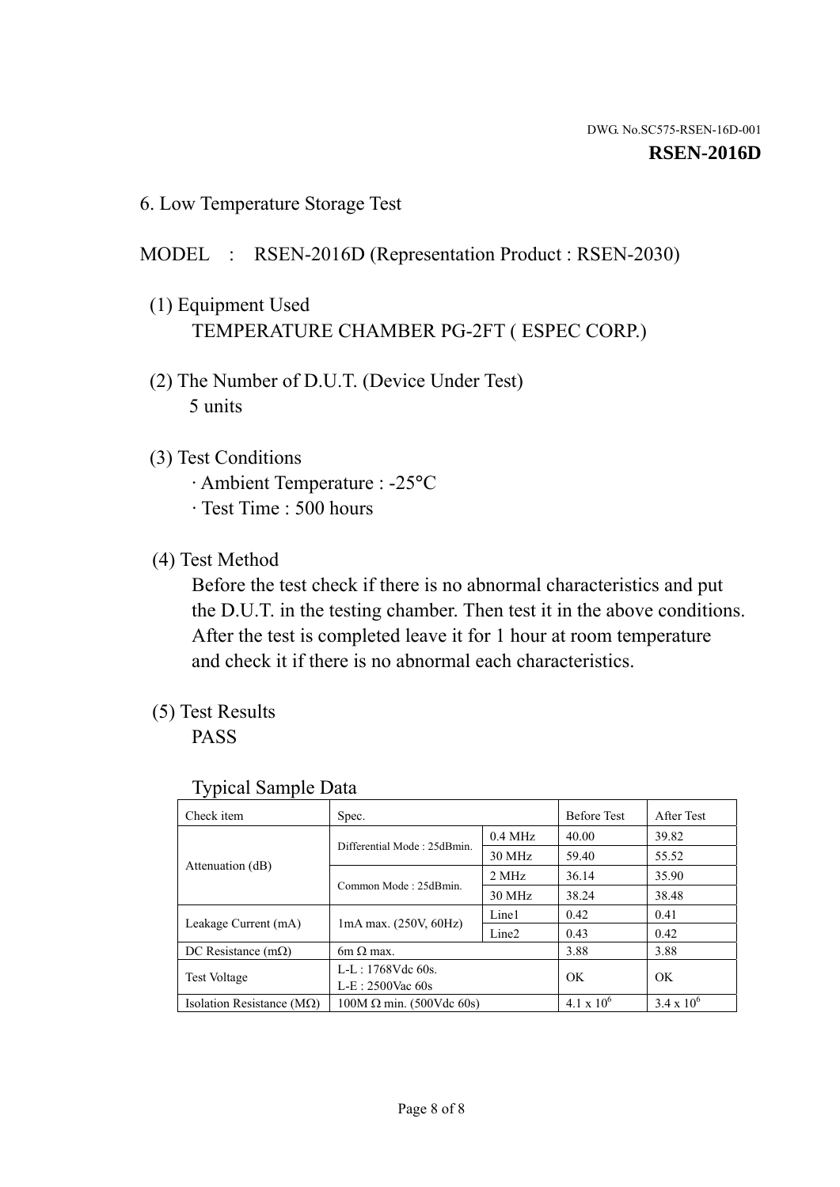DWG. No.SC575-RSEN-16D-001

**RSEN-2016D**

## 6. Low Temperature Storage Test

MODEL : RSEN-2016D (Representation Product : RSEN-2030)

(1) Equipment Used
TEMPERATURE CHAMBER PG-2FT ( ESPEC CORP.)

(2) The Number of D.U.T. (Device Under Test)
5 units

(3) Test Conditions
· Ambient Temperature : -25°C
· Test Time : 500 hours

(4) Test Method
Before the test check if there is no abnormal characteristics and put the D.U.T. in the testing chamber. Then test it in the above conditions. After the test is completed leave it for 1 hour at room temperature and check it if there is no abnormal each characteristics.

(5) Test Results
PASS

Typical Sample Data

| Check item | Spec. | | Before Test | After Test |
|---|---|---|---|---|
| Attenuation (dB) | Differential Mode : 25dBmin. | 0.4 MHz | 40.00 | 39.82 |
| | | 30 MHz | 59.40 | 55.52 |
| | Common Mode : 25dBmin. | 2 MHz | 36.14 | 35.90 |
| | | 30 MHz | 38.24 | 38.48 |
| Leakage Current (mA) | 1mA max. (250V, 60Hz) | Line1 | 0.42 | 0.41 |
| | | Line2 | 0.43 | 0.42 |
| DC Resistance (mΩ) | 6m Ω max. | | 3.88 | 3.88 |
| Test Voltage | L-L : 1768Vdc 60s.<br>L-E : 2500Vac 60s | | OK | OK |
| Isolation Resistance (MΩ) | 100M Ω min. (500Vdc 60s) | | $4.1 \times 10^6$ | $3.4 \times 10^6$ |